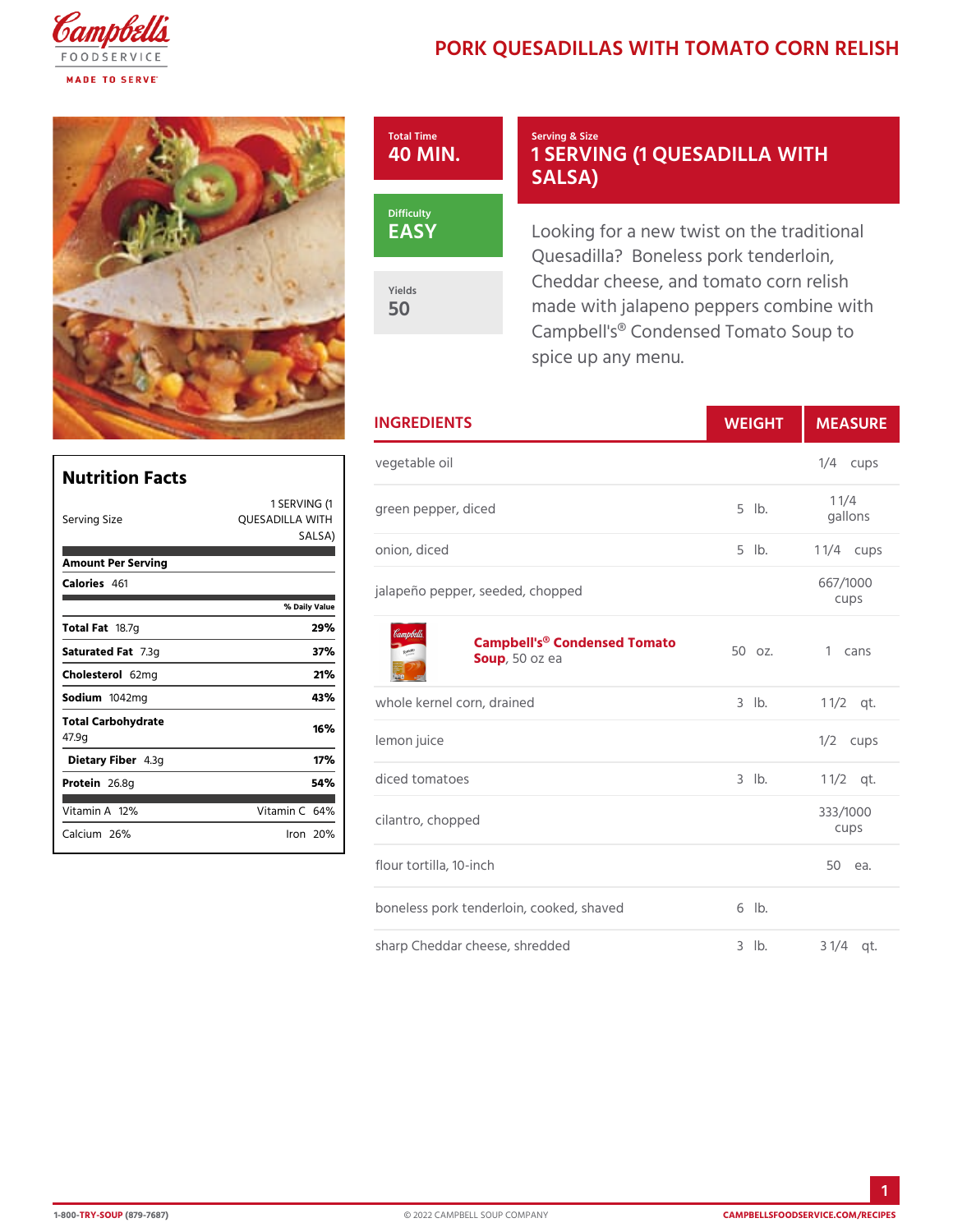# PORK QUESADILLAS WITH TOMATO CORN RELISH

**Total Time**
40 MIN.

**Serving & Size**
1 SERVING (1 QUESADILLA WITH SALSA)

**Difficulty**
EASY

**Yields**
50

Looking for a new twist on the traditional Quesadilla? Boneless pork tenderloin, Cheddar cheese, and tomato corn relish made with jalapeno peppers combine with Campbell's® Condensed Tomato Soup to spice up any menu.

## Nutrition Facts

| | |
|---|---|
| Serving Size | 1 SERVING (1 QUESADILLA WITH SALSA) |
| **Amount Per Serving** | |
| **Calories** 461 | |
| | % Daily Value |
| **Total Fat** 18.7g | 29% |
| **Saturated Fat** 7.3g | 37% |
| **Cholesterol** 62mg | 21% |
| **Sodium** 1042mg | 43% |
| **Total Carbohydrate** 47.9g | 16% |
| **Dietary Fiber** 4.3g | 17% |
| **Protein** 26.8g | 54% |
| Vitamin A 12% | Vitamin C 64% |
| Calcium 26% | Iron 20% |

## INGREDIENTS

| INGREDIENTS | WEIGHT | MEASURE |
|---|---|---|
| vegetable oil | | 1/4 cups |
| green pepper, diced | 5 lb. | 1 1/4 gallons |
| onion, diced | 5 lb. | 1 1/4 cups |
| jalapeño pepper, seeded, chopped | | 667/1000 cups |
| **Campbell's® Condensed Tomato Soup**, 50 oz ea | 50 oz. | 1 cans |
| whole kernel corn, drained | 3 lb. | 1 1/2 qt. |
| lemon juice | | 1/2 cups |
| diced tomatoes | 3 lb. | 1 1/2 qt. |
| cilantro, chopped | | 333/1000 cups |
| flour tortilla, 10-inch | | 50 ea. |
| boneless pork tenderloin, cooked, shaved | 6 lb. | |
| sharp Cheddar cheese, shredded | 3 lb. | 3 1/4 qt. |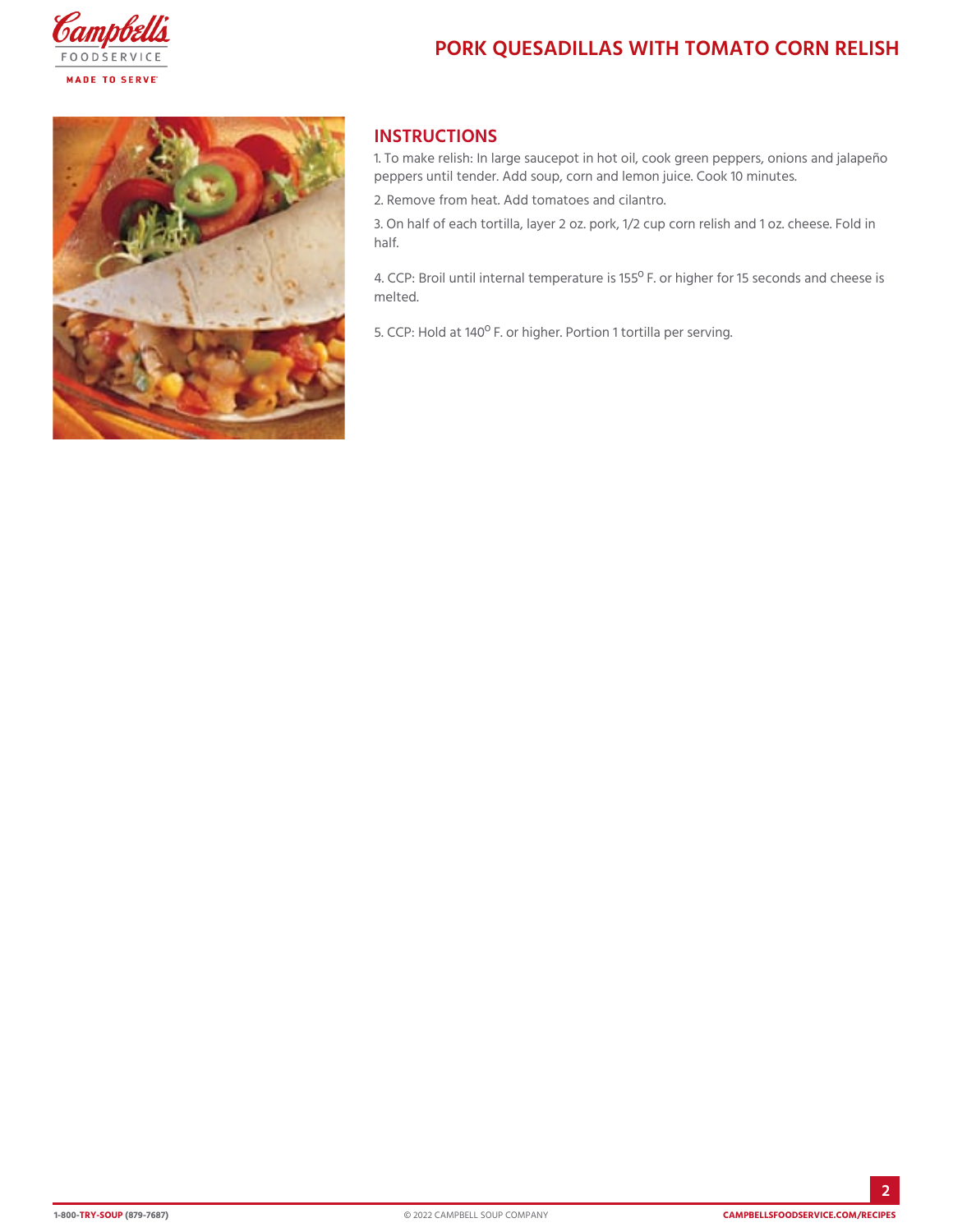## INSTRUCTIONS

1. To make relish: In large saucepot in hot oil, cook green peppers, onions and jalapeño peppers until tender. Add soup, corn and lemon juice. Cook 10 minutes.

2. Remove from heat. Add tomatoes and cilantro.

3. On half of each tortilla, layer 2 oz. pork, 1/2 cup corn relish and 1 oz. cheese. Fold in half.

4. CCP: Broil until internal temperature is 155° F. or higher for 15 seconds and cheese is melted.

5. CCP: Hold at 140° F. or higher. Portion 1 tortilla per serving.